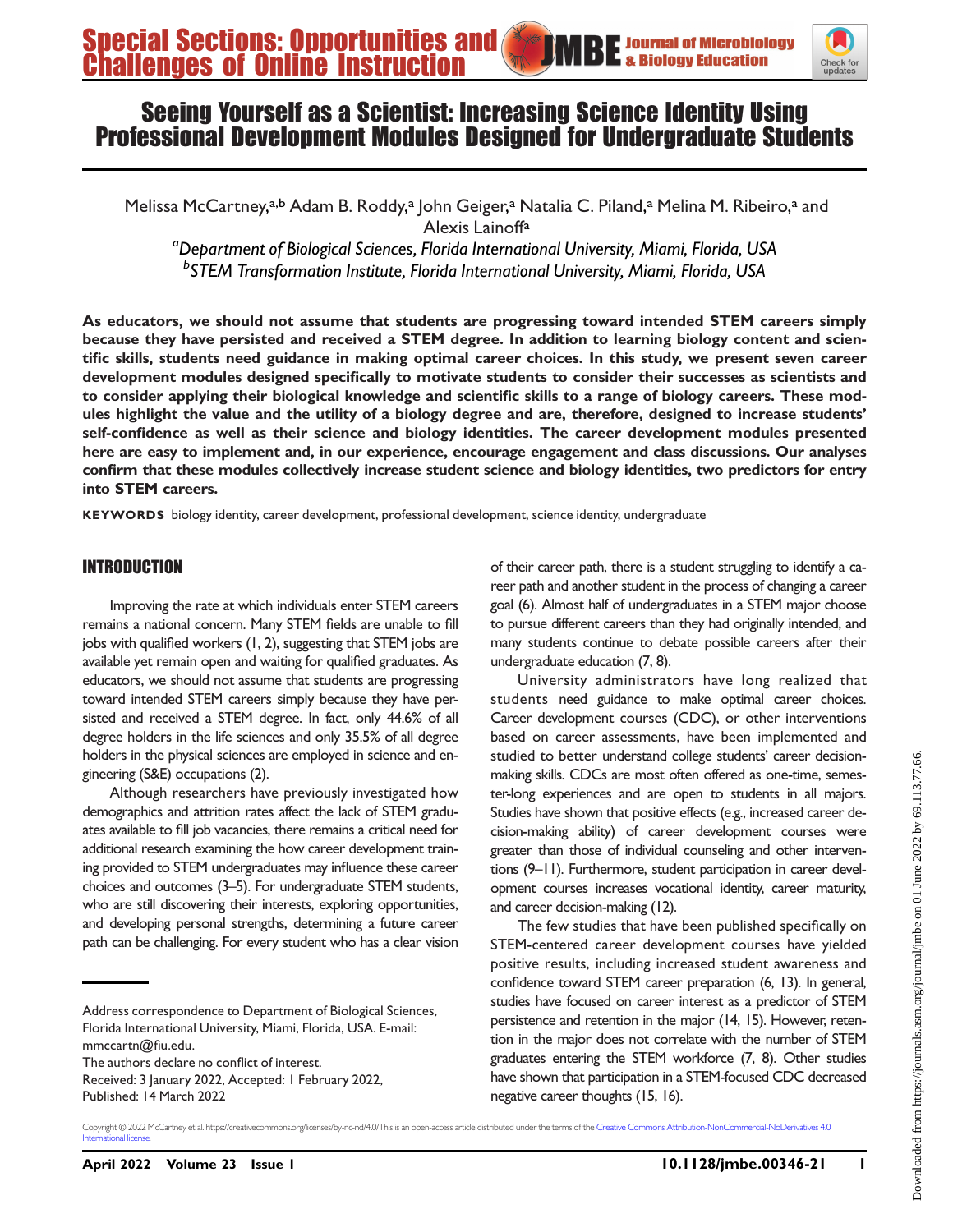# Seeing Yourself as a Scientist: Increasing Science Identity Using Professional Development Modules Designed for Undergraduate Students

Melissa McCartney,[a,b] Adam B. Roddy,[a] John Geiger,[a] Natalia C. Piland,[a] Melina M. Ribeiro,[a] and Alexis Lainoff[a]

[a]*Department of Biological Sciences, Florida International University, Miami, Florida, USA*
[b]*STEM Transformation Institute, Florida International University, Miami, Florida, USA*

**As educators, we should not assume that students are progressing toward intended STEM careers simply because they have persisted and received a STEM degree. In addition to learning biology content and scientific skills, students need guidance in making optimal career choices. In this study, we present seven career development modules designed specifically to motivate students to consider their successes as scientists and to consider applying their biological knowledge and scientific skills to a range of biology careers. These modules highlight the value and the utility of a biology degree and are, therefore, designed to increase students' self-confidence as well as their science and biology identities. The career development modules presented here are easy to implement and, in our experience, encourage engagement and class discussions. Our analyses confirm that these modules collectively increase student science and biology identities, two predictors for entry into STEM careers.**

**KEYWORDS** biology identity, career development, professional development, science identity, undergraduate

## INTRODUCTION

Improving the rate at which individuals enter STEM careers remains a national concern. Many STEM fields are unable to fill jobs with qualified workers (1, 2), suggesting that STEM jobs are available yet remain open and waiting for qualified graduates. As educators, we should not assume that students are progressing toward intended STEM careers simply because they have persisted and received a STEM degree. In fact, only 44.6% of all degree holders in the life sciences and only 35.5% of all degree holders in the physical sciences are employed in science and engineering (S&E) occupations (2).

Although researchers have previously investigated how demographics and attrition rates affect the lack of STEM graduates available to fill job vacancies, there remains a critical need for additional research examining the how career development training provided to STEM undergraduates may influence these career choices and outcomes (3–5). For undergraduate STEM students, who are still discovering their interests, exploring opportunities, and developing personal strengths, determining a future career path can be challenging. For every student who has a clear vision of their career path, there is a student struggling to identify a career path and another student in the process of changing a career goal (6). Almost half of undergraduates in a STEM major choose to pursue different careers than they had originally intended, and many students continue to debate possible careers after their undergraduate education (7, 8).

University administrators have long realized that students need guidance to make optimal career choices. Career development courses (CDC), or other interventions based on career assessments, have been implemented and studied to better understand college students' career decision-making skills. CDCs are most often offered as one-time, semester-long experiences and are open to students in all majors. Studies have shown that positive effects (e.g., increased career decision-making ability) of career development courses were greater than those of individual counseling and other interventions (9–11). Furthermore, student participation in career development courses increases vocational identity, career maturity, and career decision-making (12).

The few studies that have been published specifically on STEM-centered career development courses have yielded positive results, including increased student awareness and confidence toward STEM career preparation (6, 13). In general, studies have focused on career interest as a predictor of STEM persistence and retention in the major (14, 15). However, retention in the major does not correlate with the number of STEM graduates entering the STEM workforce (7, 8). Other studies have shown that participation in a STEM-focused CDC decreased negative career thoughts (15, 16).

Address correspondence to Department of Biological Sciences, Florida International University, Miami, Florida, USA. E-mail: mmccartn@fiu.edu.
The authors declare no conflict of interest.
Received: 3 January 2022, Accepted: 1 February 2022, Published: 14 March 2022

Copyright © 2022 McCartney et al. https://creativecommons.org/licenses/by-nc-nd/4.0/This is an open-access article distributed under the terms of the Creative Commons Attribution-NonCommercial-NoDerivatives 4.0 International license.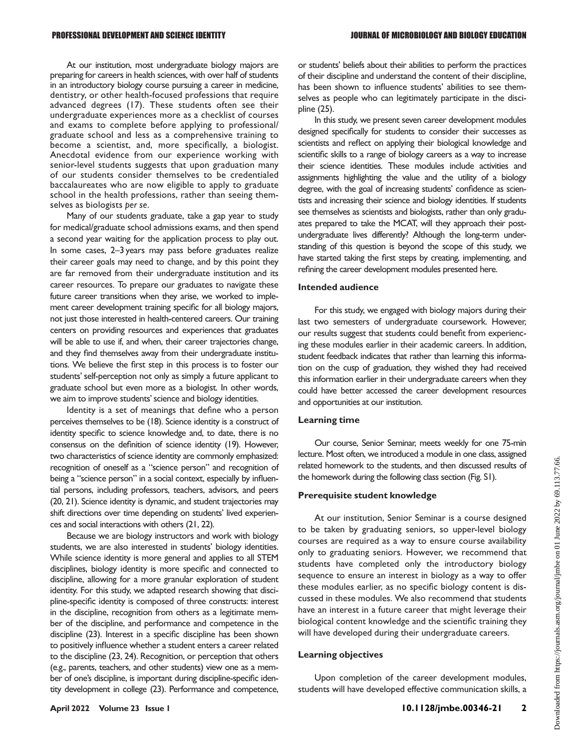At our institution, most undergraduate biology majors are preparing for careers in health sciences, with over half of students in an introductory biology course pursuing a career in medicine, dentistry, or other health-focused professions that require advanced degrees (17). These students often see their undergraduate experiences more as a checklist of courses and exams to complete before applying to professional/graduate school and less as a comprehensive training to become a scientist, and, more specifically, a biologist. Anecdotal evidence from our experience working with senior-level students suggests that upon graduation many of our students consider themselves to be credentialed baccalaureates who are now eligible to apply to graduate school in the health professions, rather than seeing themselves as biologists *per se*.

Many of our students graduate, take a gap year to study for medical/graduate school admissions exams, and then spend a second year waiting for the application process to play out. In some cases, 2–3 years may pass before graduates realize their career goals may need to change, and by this point they are far removed from their undergraduate institution and its career resources. To prepare our graduates to navigate these future career transitions when they arise, we worked to implement career development training specific for all biology majors, not just those interested in health-centered careers. Our training centers on providing resources and experiences that graduates will be able to use if, and when, their career trajectories change, and they find themselves away from their undergraduate institutions. We believe the first step in this process is to foster our students' self-perception not only as simply a future applicant to graduate school but even more as a biologist. In other words, we aim to improve students' science and biology identities.

Identity is a set of meanings that define who a person perceives themselves to be (18). Science identity is a construct of identity specific to science knowledge and, to date, there is no consensus on the definition of science identity (19). However, two characteristics of science identity are commonly emphasized: recognition of oneself as a "science person" and recognition of being a "science person" in a social context, especially by influential persons, including professors, teachers, advisors, and peers (20, 21). Science identity is dynamic, and student trajectories may shift directions over time depending on students' lived experiences and social interactions with others (21, 22).

Because we are biology instructors and work with biology students, we are also interested in students' biology identities. While science identity is more general and applies to all STEM disciplines, biology identity is more specific and connected to discipline, allowing for a more granular exploration of student identity. For this study, we adapted research showing that discipline-specific identity is composed of three constructs: interest in the discipline, recognition from others as a legitimate member of the discipline, and performance and competence in the discipline (23). Interest in a specific discipline has been shown to positively influence whether a student enters a career related to the discipline (23, 24). Recognition, or perception that others (e.g., parents, teachers, and other students) view one as a member of one's discipline, is important during discipline-specific identity development in college (23). Performance and competence, or students' beliefs about their abilities to perform the practices of their discipline and understand the content of their discipline, has been shown to influence students' abilities to see themselves as people who can legitimately participate in the discipline (25).

In this study, we present seven career development modules designed specifically for students to consider their successes as scientists and reflect on applying their biological knowledge and scientific skills to a range of biology careers as a way to increase their science identities. These modules include activities and assignments highlighting the value and the utility of a biology degree, with the goal of increasing students' confidence as scientists and increasing their science and biology identities. If students see themselves as scientists and biologists, rather than only graduates prepared to take the MCAT, will they approach their post-undergraduate lives differently? Although the long-term understanding of this question is beyond the scope of this study, we have started taking the first steps by creating, implementing, and refining the career development modules presented here.

### Intended audience

For this study, we engaged with biology majors during their last two semesters of undergraduate coursework. However, our results suggest that students could benefit from experiencing these modules earlier in their academic careers. In addition, student feedback indicates that rather than learning this information on the cusp of graduation, they wished they had received this information earlier in their undergraduate careers when they could have better accessed the career development resources and opportunities at our institution.

### Learning time

Our course, Senior Seminar, meets weekly for one 75-min lecture. Most often, we introduced a module in one class, assigned related homework to the students, and then discussed results of the homework during the following class section (Fig. S1).

### Prerequisite student knowledge

At our institution, Senior Seminar is a course designed to be taken by graduating seniors, so upper-level biology courses are required as a way to ensure course availability only to graduating seniors. However, we recommend that students have completed only the introductory biology sequence to ensure an interest in biology as a way to offer these modules earlier, as no specific biology content is discussed in these modules. We also recommend that students have an interest in a future career that might leverage their biological content knowledge and the scientific training they will have developed during their undergraduate careers.

### Learning objectives

Upon completion of the career development modules, students will have developed effective communication skills, a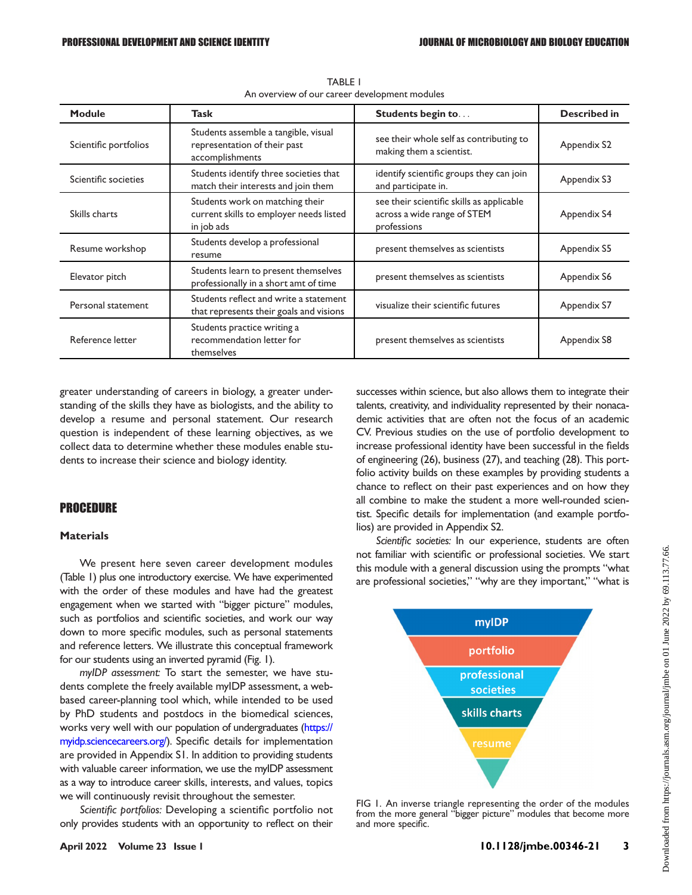TABLE 1
An overview of our career development modules

| Module | Task | Students begin to... | Described in |
|---|---|---|---|
| Scientific portfolios | Students assemble a tangible, visual representation of their past accomplishments | see their whole self as contributing to making them a scientist. | Appendix S2 |
| Scientific societies | Students identify three societies that match their interests and join them | identify scientific groups they can join and participate in. | Appendix S3 |
| Skills charts | Students work on matching their current skills to employer needs listed in job ads | see their scientific skills as applicable across a wide range of STEM professions | Appendix S4 |
| Resume workshop | Students develop a professional resume | present themselves as scientists | Appendix S5 |
| Elevator pitch | Students learn to present themselves professionally in a short amt of time | present themselves as scientists | Appendix S6 |
| Personal statement | Students reflect and write a statement that represents their goals and visions | visualize their scientific futures | Appendix S7 |
| Reference letter | Students practice writing a recommendation letter for themselves | present themselves as scientists | Appendix S8 |

greater understanding of careers in biology, a greater understanding of the skills they have as biologists, and the ability to develop a resume and personal statement. Our research question is independent of these learning objectives, as we collect data to determine whether these modules enable students to increase their science and biology identity.

## PROCEDURE

### Materials

We present here seven career development modules (Table 1) plus one introductory exercise. We have experimented with the order of these modules and have had the greatest engagement when we started with "bigger picture" modules, such as portfolios and scientific societies, and work our way down to more specific modules, such as personal statements and reference letters. We illustrate this conceptual framework for our students using an inverted pyramid (Fig. 1).

*myIDP assessment:* To start the semester, we have students complete the freely available myIDP assessment, a web-based career-planning tool which, while intended to be used by PhD students and postdocs in the biomedical sciences, works very well with our population of undergraduates (https://myidp.sciencecareers.org/). Specific details for implementation are provided in Appendix S1. In addition to providing students with valuable career information, we use the myIDP assessment as a way to introduce career skills, interests, and values, topics we will continuously revisit throughout the semester.

*Scientific portfolios:* Developing a scientific portfolio not only provides students with an opportunity to reflect on their successes within science, but also allows them to integrate their talents, creativity, and individuality represented by their nonacademic activities that are often not the focus of an academic CV. Previous studies on the use of portfolio development to increase professional identity have been successful in the fields of engineering (26), business (27), and teaching (28). This portfolio activity builds on these examples by providing students a chance to reflect on their past experiences and on how they all combine to make the student a more well-rounded scientist. Specific details for implementation (and example portfolios) are provided in Appendix S2.

*Scientific societies:* In our experience, students are often not familiar with scientific or professional societies. We start this module with a general discussion using the prompts "what are professional societies," "why are they important," "what is

myIDP
portfolio
professional societies
skills charts
resume

FIG 1. An inverse triangle representing the order of the modules from the more general "bigger picture" modules that become more and more specific.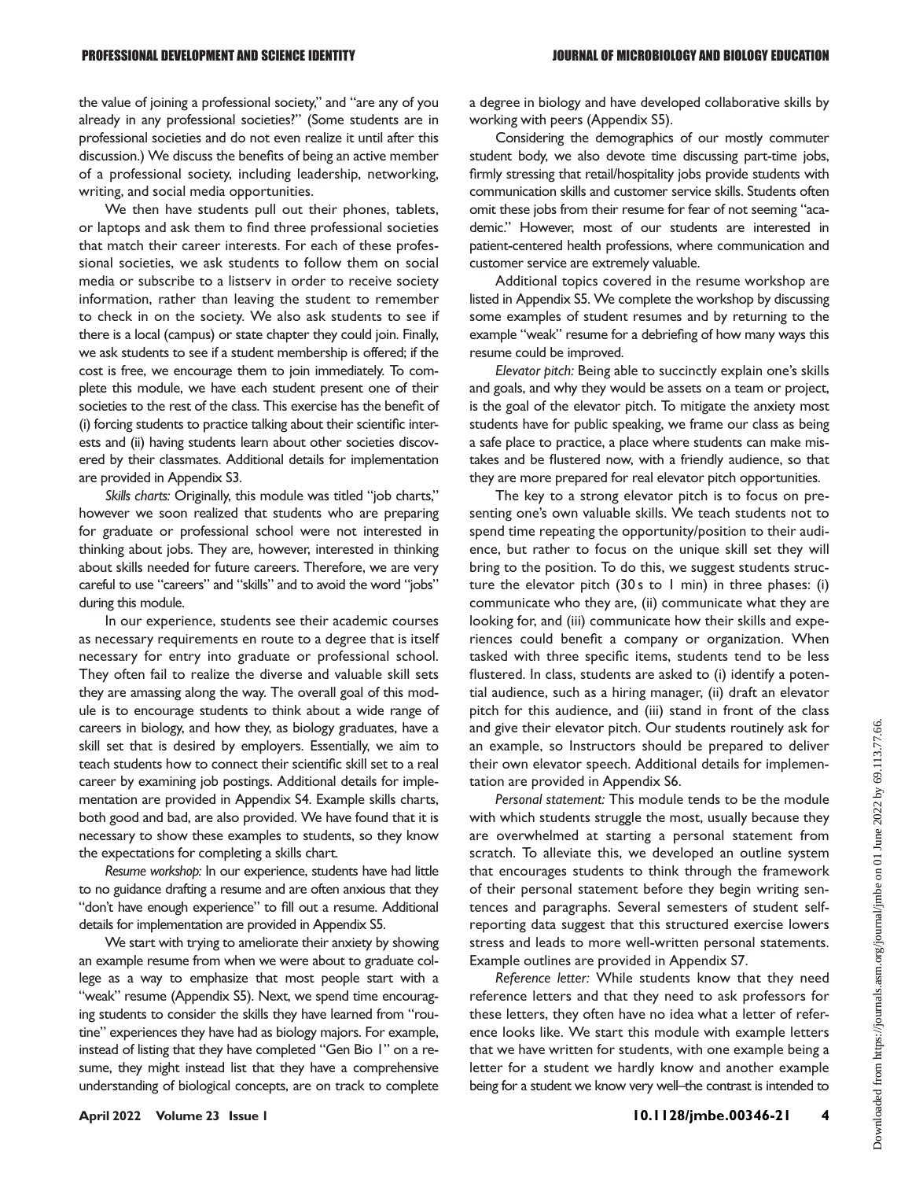the value of joining a professional society," and "are any of you already in any professional societies?" (Some students are in professional societies and do not even realize it until after this discussion.) We discuss the benefits of being an active member of a professional society, including leadership, networking, writing, and social media opportunities.

We then have students pull out their phones, tablets, or laptops and ask them to find three professional societies that match their career interests. For each of these professional societies, we ask students to follow them on social media or subscribe to a listserv in order to receive society information, rather than leaving the student to remember to check in on the society. We also ask students to see if there is a local (campus) or state chapter they could join. Finally, we ask students to see if a student membership is offered; if the cost is free, we encourage them to join immediately. To complete this module, we have each student present one of their societies to the rest of the class. This exercise has the benefit of (i) forcing students to practice talking about their scientific interests and (ii) having students learn about other societies discovered by their classmates. Additional details for implementation are provided in Appendix S3.

*Skills charts:* Originally, this module was titled "job charts," however we soon realized that students who are preparing for graduate or professional school were not interested in thinking about jobs. They are, however, interested in thinking about skills needed for future careers. Therefore, we are very careful to use "careers" and "skills" and to avoid the word "jobs" during this module.

In our experience, students see their academic courses as necessary requirements en route to a degree that is itself necessary for entry into graduate or professional school. They often fail to realize the diverse and valuable skill sets they are amassing along the way. The overall goal of this module is to encourage students to think about a wide range of careers in biology, and how they, as biology graduates, have a skill set that is desired by employers. Essentially, we aim to teach students how to connect their scientific skill set to a real career by examining job postings. Additional details for implementation are provided in Appendix S4. Example skills charts, both good and bad, are also provided. We have found that it is necessary to show these examples to students, so they know the expectations for completing a skills chart.

*Resume workshop:* In our experience, students have had little to no guidance drafting a resume and are often anxious that they "don't have enough experience" to fill out a resume. Additional details for implementation are provided in Appendix S5.

We start with trying to ameliorate their anxiety by showing an example resume from when we were about to graduate college as a way to emphasize that most people start with a "weak" resume (Appendix S5). Next, we spend time encouraging students to consider the skills they have learned from "routine" experiences they have had as biology majors. For example, instead of listing that they have completed "Gen Bio 1" on a resume, they might instead list that they have a comprehensive understanding of biological concepts, are on track to complete a degree in biology and have developed collaborative skills by working with peers (Appendix S5).

Considering the demographics of our mostly commuter student body, we also devote time discussing part-time jobs, firmly stressing that retail/hospitality jobs provide students with communication skills and customer service skills. Students often omit these jobs from their resume for fear of not seeming "academic." However, most of our students are interested in patient-centered health professions, where communication and customer service are extremely valuable.

Additional topics covered in the resume workshop are listed in Appendix S5. We complete the workshop by discussing some examples of student resumes and by returning to the example "weak" resume for a debriefing of how many ways this resume could be improved.

*Elevator pitch:* Being able to succinctly explain one's skills and goals, and why they would be assets on a team or project, is the goal of the elevator pitch. To mitigate the anxiety most students have for public speaking, we frame our class as being a safe place to practice, a place where students can make mistakes and be flustered now, with a friendly audience, so that they are more prepared for real elevator pitch opportunities.

The key to a strong elevator pitch is to focus on presenting one's own valuable skills. We teach students not to spend time repeating the opportunity/position to their audience, but rather to focus on the unique skill set they will bring to the position. To do this, we suggest students structure the elevator pitch (30 s to 1 min) in three phases: (i) communicate who they are, (ii) communicate what they are looking for, and (iii) communicate how their skills and experiences could benefit a company or organization. When tasked with three specific items, students tend to be less flustered. In class, students are asked to (i) identify a potential audience, such as a hiring manager, (ii) draft an elevator pitch for this audience, and (iii) stand in front of the class and give their elevator pitch. Our students routinely ask for an example, so Instructors should be prepared to deliver their own elevator speech. Additional details for implementation are provided in Appendix S6.

*Personal statement:* This module tends to be the module with which students struggle the most, usually because they are overwhelmed at starting a personal statement from scratch. To alleviate this, we developed an outline system that encourages students to think through the framework of their personal statement before they begin writing sentences and paragraphs. Several semesters of student self-reporting data suggest that this structured exercise lowers stress and leads to more well-written personal statements. Example outlines are provided in Appendix S7.

*Reference letter:* While students know that they need reference letters and that they need to ask professors for these letters, they often have no idea what a letter of reference looks like. We start this module with example letters that we have written for students, with one example being a letter for a student we hardly know and another example being for a student we know very well–the contrast is intended to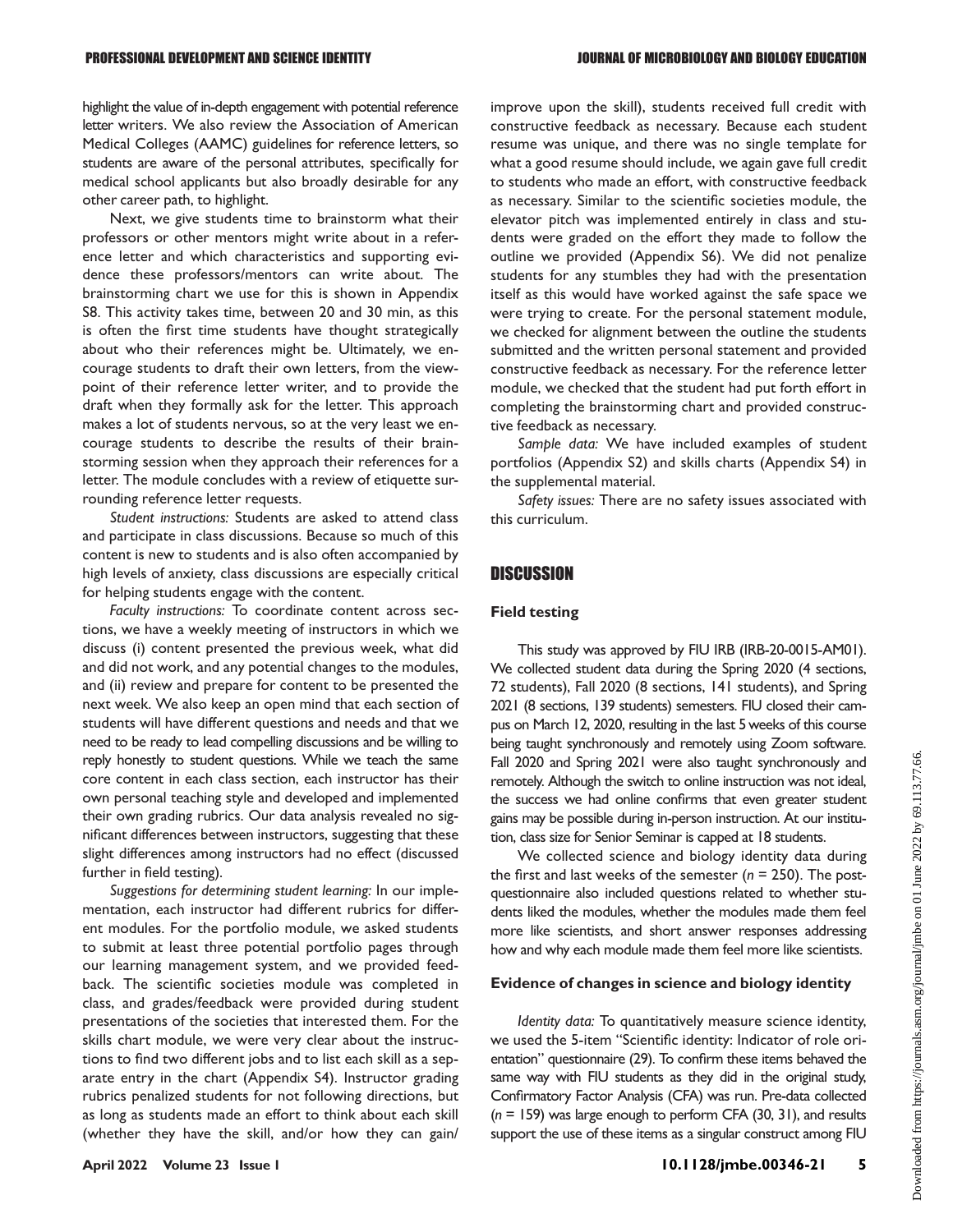highlight the value of in-depth engagement with potential reference letter writers. We also review the Association of American Medical Colleges (AAMC) guidelines for reference letters, so students are aware of the personal attributes, specifically for medical school applicants but also broadly desirable for any other career path, to highlight.

Next, we give students time to brainstorm what their professors or other mentors might write about in a reference letter and which characteristics and supporting evidence these professors/mentors can write about. The brainstorming chart we use for this is shown in Appendix S8. This activity takes time, between 20 and 30 min, as this is often the first time students have thought strategically about who their references might be. Ultimately, we encourage students to draft their own letters, from the viewpoint of their reference letter writer, and to provide the draft when they formally ask for the letter. This approach makes a lot of students nervous, so at the very least we encourage students to describe the results of their brainstorming session when they approach their references for a letter. The module concludes with a review of etiquette surrounding reference letter requests.

*Student instructions:* Students are asked to attend class and participate in class discussions. Because so much of this content is new to students and is also often accompanied by high levels of anxiety, class discussions are especially critical for helping students engage with the content.

*Faculty instructions:* To coordinate content across sections, we have a weekly meeting of instructors in which we discuss (i) content presented the previous week, what did and did not work, and any potential changes to the modules, and (ii) review and prepare for content to be presented the next week. We also keep an open mind that each section of students will have different questions and needs and that we need to be ready to lead compelling discussions and be willing to reply honestly to student questions. While we teach the same core content in each class section, each instructor has their own personal teaching style and developed and implemented their own grading rubrics. Our data analysis revealed no significant differences between instructors, suggesting that these slight differences among instructors had no effect (discussed further in field testing).

*Suggestions for determining student learning:* In our implementation, each instructor had different rubrics for different modules. For the portfolio module, we asked students to submit at least three potential portfolio pages through our learning management system, and we provided feedback. The scientific societies module was completed in class, and grades/feedback were provided during student presentations of the societies that interested them. For the skills chart module, we were very clear about the instructions to find two different jobs and to list each skill as a separate entry in the chart (Appendix S4). Instructor grading rubrics penalized students for not following directions, but as long as students made an effort to think about each skill (whether they have the skill, and/or how they can gain/improve upon the skill), students received full credit with constructive feedback as necessary. Because each student resume was unique, and there was no single template for what a good resume should include, we again gave full credit to students who made an effort, with constructive feedback as necessary. Similar to the scientific societies module, the elevator pitch was implemented entirely in class and students were graded on the effort they made to follow the outline we provided (Appendix S6). We did not penalize students for any stumbles they had with the presentation itself as this would have worked against the safe space we were trying to create. For the personal statement module, we checked for alignment between the outline the students submitted and the written personal statement and provided constructive feedback as necessary. For the reference letter module, we checked that the student had put forth effort in completing the brainstorming chart and provided constructive feedback as necessary.

*Sample data:* We have included examples of student portfolios (Appendix S2) and skills charts (Appendix S4) in the supplemental material.

*Safety issues:* There are no safety issues associated with this curriculum.

## DISCUSSION

### Field testing

This study was approved by FIU IRB (IRB-20-0015-AM01). We collected student data during the Spring 2020 (4 sections, 72 students), Fall 2020 (8 sections, 141 students), and Spring 2021 (8 sections, 139 students) semesters. FIU closed their campus on March 12, 2020, resulting in the last 5 weeks of this course being taught synchronously and remotely using Zoom software. Fall 2020 and Spring 2021 were also taught synchronously and remotely. Although the switch to online instruction was not ideal, the success we had online confirms that even greater student gains may be possible during in-person instruction. At our institution, class size for Senior Seminar is capped at 18 students.

We collected science and biology identity data during the first and last weeks of the semester ($n = 250$). The post-questionnaire also included questions related to whether students liked the modules, whether the modules made them feel more like scientists, and short answer responses addressing how and why each module made them feel more like scientists.

### Evidence of changes in science and biology identity

*Identity data:* To quantitatively measure science identity, we used the 5-item "Scientific identity: Indicator of role orientation" questionnaire (29). To confirm these items behaved the same way with FIU students as they did in the original study, Confirmatory Factor Analysis (CFA) was run. Pre-data collected ($n = 159$) was large enough to perform CFA (30, 31), and results support the use of these items as a singular construct among FIU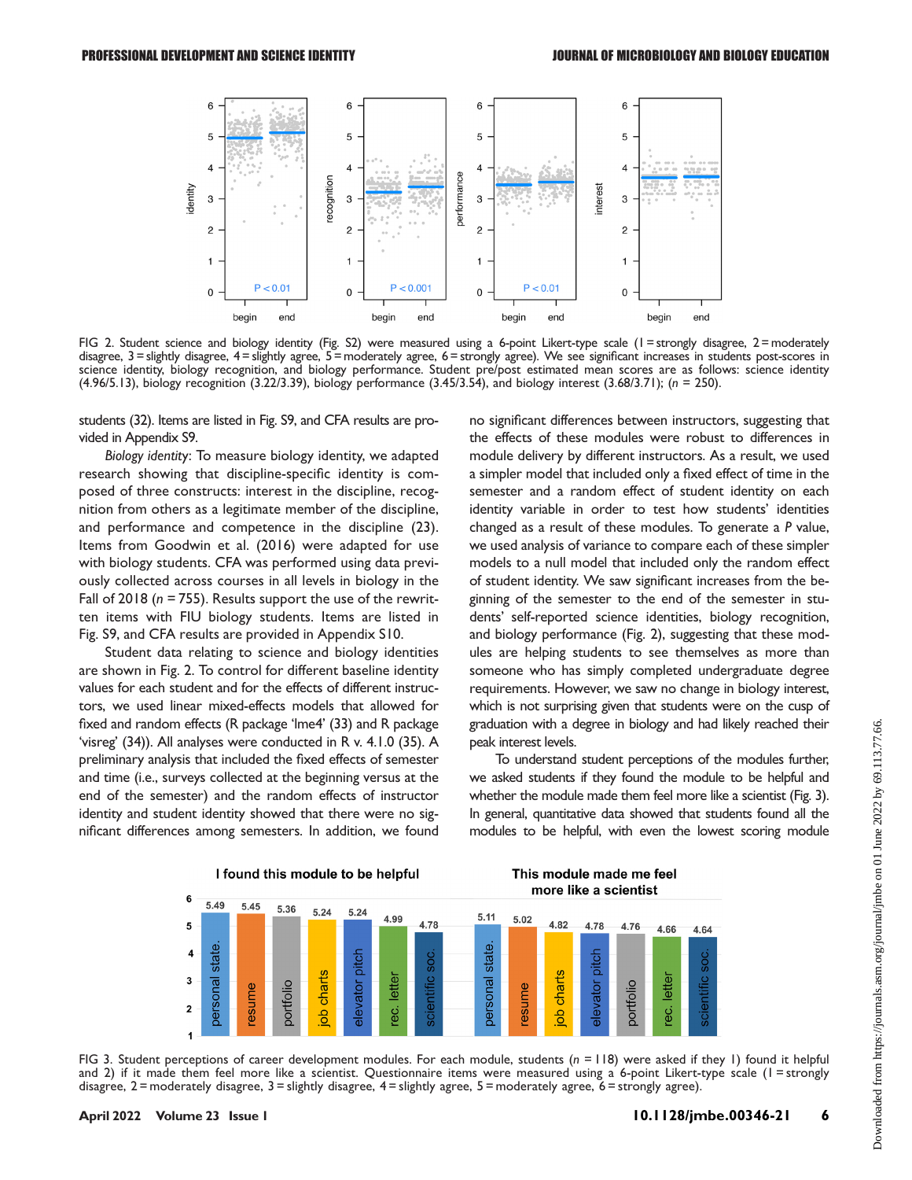FIG 2. Student science and biology identity (Fig. S2) were measured using a 6-point Likert-type scale (1 = strongly disagree, 2 = moderately disagree, 3 = slightly disagree, 4 = slightly agree, 5 = moderately agree, 6 = strongly agree). We see significant increases in students post-scores in science identity, biology recognition, and biology performance. Student pre/post estimated mean scores are as follows: science identity (4.96/5.13), biology recognition (3.22/3.39), biology performance (3.45/3.54), and biology interest (3.68/3.71); ($n$ = 250).

students (32). Items are listed in Fig. S9, and CFA results are provided in Appendix S9.

*Biology identity*: To measure biology identity, we adapted research showing that discipline-specific identity is composed of three constructs: interest in the discipline, recognition from others as a legitimate member of the discipline, and performance and competence in the discipline (23). Items from Goodwin et al. (2016) were adapted for use with biology students. CFA was performed using data previously collected across courses in all levels in biology in the Fall of 2018 ($n$ = 755). Results support the use of the rewritten items with FIU biology students. Items are listed in Fig. S9, and CFA results are provided in Appendix S10.

Student data relating to science and biology identities are shown in Fig. 2. To control for different baseline identity values for each student and for the effects of different instructors, we used linear mixed-effects models that allowed for fixed and random effects (R package 'lme4' (33) and R package 'visreg' (34)). All analyses were conducted in R v. 4.1.0 (35). A preliminary analysis that included the fixed effects of semester and time (i.e., surveys collected at the beginning versus at the end of the semester) and the random effects of instructor identity and student identity showed that there were no significant differences among semesters. In addition, we found no significant differences between instructors, suggesting that the effects of these modules were robust to differences in module delivery by different instructors. As a result, we used a simpler model that included only a fixed effect of time in the semester and a random effect of student identity on each identity variable in order to test how students' identities changed as a result of these modules. To generate a $P$ value, we used analysis of variance to compare each of these simpler models to a null model that included only the random effect of student identity. We saw significant increases from the beginning of the semester to the end of the semester in students' self-reported science identities, biology recognition, and biology performance (Fig. 2), suggesting that these modules are helping students to see themselves as more than someone who has simply completed undergraduate degree requirements. However, we saw no change in biology interest, which is not surprising given that students were on the cusp of graduation with a degree in biology and had likely reached their peak interest levels.

To understand student perceptions of the modules further, we asked students if they found the module to be helpful and whether the module made them feel more like a scientist (Fig. 3). In general, quantitative data showed that students found all the modules to be helpful, with even the lowest scoring module

FIG 3. Student perceptions of career development modules. For each module, students ($n$ = 118) were asked if they 1) found it helpful and 2) if it made them feel more like a scientist. Questionnaire items were measured using a 6-point Likert-type scale (1 = strongly disagree, 2 = moderately disagree, 3 = slightly disagree, 4 = slightly agree, 5 = moderately agree, 6 = strongly agree).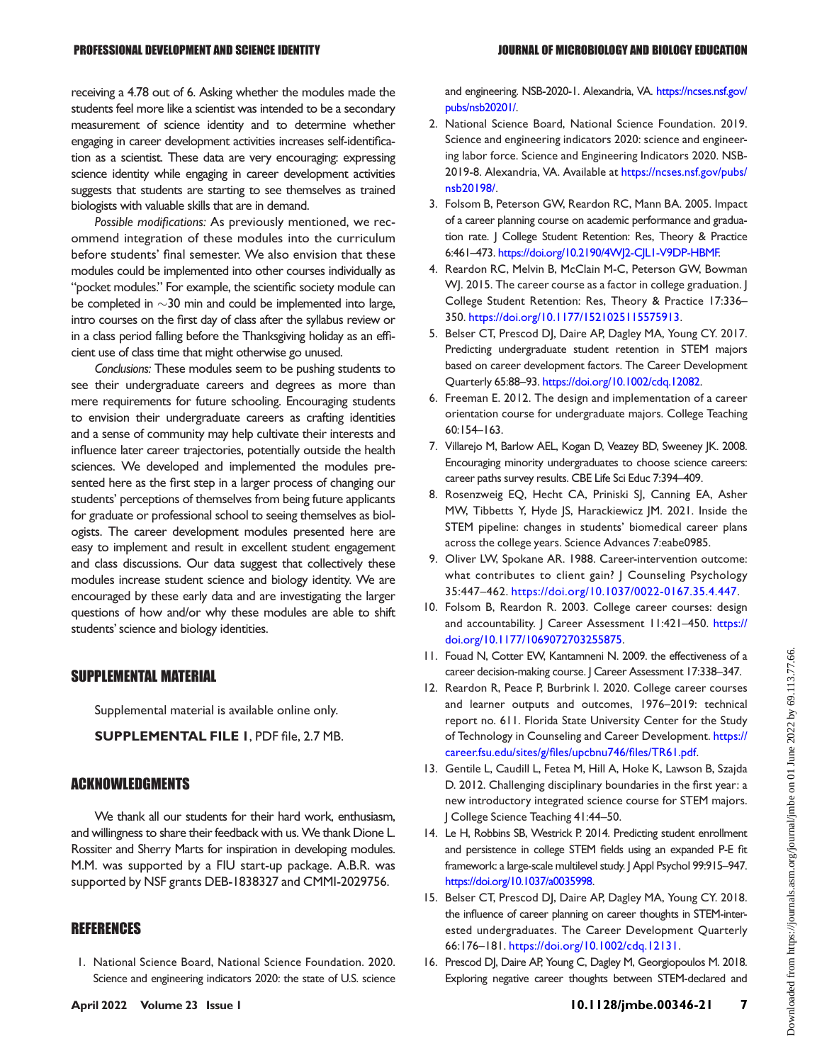receiving a 4.78 out of 6. Asking whether the modules made the students feel more like a scientist was intended to be a secondary measurement of science identity and to determine whether engaging in career development activities increases self-identification as a scientist. These data are very encouraging: expressing science identity while engaging in career development activities suggests that students are starting to see themselves as trained biologists with valuable skills that are in demand.

*Possible modifications:* As previously mentioned, we recommend integration of these modules into the curriculum before students' final semester. We also envision that these modules could be implemented into other courses individually as "pocket modules." For example, the scientific society module can be completed in ~30 min and could be implemented into large, intro courses on the first day of class after the syllabus review or in a class period falling before the Thanksgiving holiday as an efficient use of class time that might otherwise go unused.

*Conclusions:* These modules seem to be pushing students to see their undergraduate careers and degrees as more than mere requirements for future schooling. Encouraging students to envision their undergraduate careers as crafting identities and a sense of community may help cultivate their interests and influence later career trajectories, potentially outside the health sciences. We developed and implemented the modules presented here as the first step in a larger process of changing our students' perceptions of themselves from being future applicants for graduate or professional school to seeing themselves as biologists. The career development modules presented here are easy to implement and result in excellent student engagement and class discussions. Our data suggest that collectively these modules increase student science and biology identity. We are encouraged by these early data and are investigating the larger questions of how and/or why these modules are able to shift students' science and biology identities.

## SUPPLEMENTAL MATERIAL

Supplemental material is available online only.

**SUPPLEMENTAL FILE 1**, PDF file, 2.7 MB.

## ACKNOWLEDGMENTS

We thank all our students for their hard work, enthusiasm, and willingness to share their feedback with us. We thank Dione L. Rossiter and Sherry Marts for inspiration in developing modules. M.M. was supported by a FIU start-up package. A.B.R. was supported by NSF grants DEB-1838327 and CMMI-2029756.

## REFERENCES

1. National Science Board, National Science Foundation. 2020. Science and engineering indicators 2020: the state of U.S. science and engineering. NSB-2020-1. Alexandria, VA. https://ncses.nsf.gov/pubs/nsb20201/.
2. National Science Board, National Science Foundation. 2019. Science and engineering indicators 2020: science and engineering labor force. Science and Engineering Indicators 2020. NSB-2019-8. Alexandria, VA. Available at https://ncses.nsf.gov/pubs/nsb20198/.
3. Folsom B, Peterson GW, Reardon RC, Mann BA. 2005. Impact of a career planning course on academic performance and graduation rate. J College Student Retention: Res, Theory & Practice 6:461–473. https://doi.org/10.2190/4WJ2-CJL1-V9DP-HBMF.
4. Reardon RC, Melvin B, McClain M-C, Peterson GW, Bowman WJ. 2015. The career course as a factor in college graduation. J College Student Retention: Res, Theory & Practice 17:336–350. https://doi.org/10.1177/1521025115575913.
5. Belser CT, Prescod DJ, Daire AP, Dagley MA, Young CY. 2017. Predicting undergraduate student retention in STEM majors based on career development factors. The Career Development Quarterly 65:88–93. https://doi.org/10.1002/cdq.12082.
6. Freeman E. 2012. The design and implementation of a career orientation course for undergraduate majors. College Teaching 60:154–163.
7. Villarejo M, Barlow AEL, Kogan D, Veazey BD, Sweeney JK. 2008. Encouraging minority undergraduates to choose science careers: career paths survey results. CBE Life Sci Educ 7:394–409.
8. Rosenzweig EQ, Hecht CA, Priniski SJ, Canning EA, Asher MW, Tibbetts Y, Hyde JS, Harackiewicz JM. 2021. Inside the STEM pipeline: changes in students' biomedical career plans across the college years. Science Advances 7:eabe0985.
9. Oliver LW, Spokane AR. 1988. Career-intervention outcome: what contributes to client gain? J Counseling Psychology 35:447–462. https://doi.org/10.1037/0022-0167.35.4.447.
10. Folsom B, Reardon R. 2003. College career courses: design and accountability. J Career Assessment 11:421–450. https://doi.org/10.1177/1069072703255875.
11. Fouad N, Cotter EW, Kantamneni N. 2009. the effectiveness of a career decision-making course. J Career Assessment 17:338–347.
12. Reardon R, Peace P, Burbrink I. 2020. College career courses and learner outputs and outcomes, 1976–2019: technical report no. 611. Florida State University Center for the Study of Technology in Counseling and Career Development. https://career.fsu.edu/sites/g/files/upcbnu746/files/TR61.pdf.
13. Gentile L, Caudill L, Fetea M, Hill A, Hoke K, Lawson B, Szajda D. 2012. Challenging disciplinary boundaries in the first year: a new introductory integrated science course for STEM majors. J College Science Teaching 41:44–50.
14. Le H, Robbins SB, Westrick P. 2014. Predicting student enrollment and persistence in college STEM fields using an expanded P-E fit framework: a large-scale multilevel study. J Appl Psychol 99:915–947. https://doi.org/10.1037/a0035998.
15. Belser CT, Prescod DJ, Daire AP, Dagley MA, Young CY. 2018. the influence of career planning on career thoughts in STEM-interested undergraduates. The Career Development Quarterly 66:176–181. https://doi.org/10.1002/cdq.12131.
16. Prescod DJ, Daire AP, Young C, Dagley M, Georgiopoulos M. 2018. Exploring negative career thoughts between STEM-declared and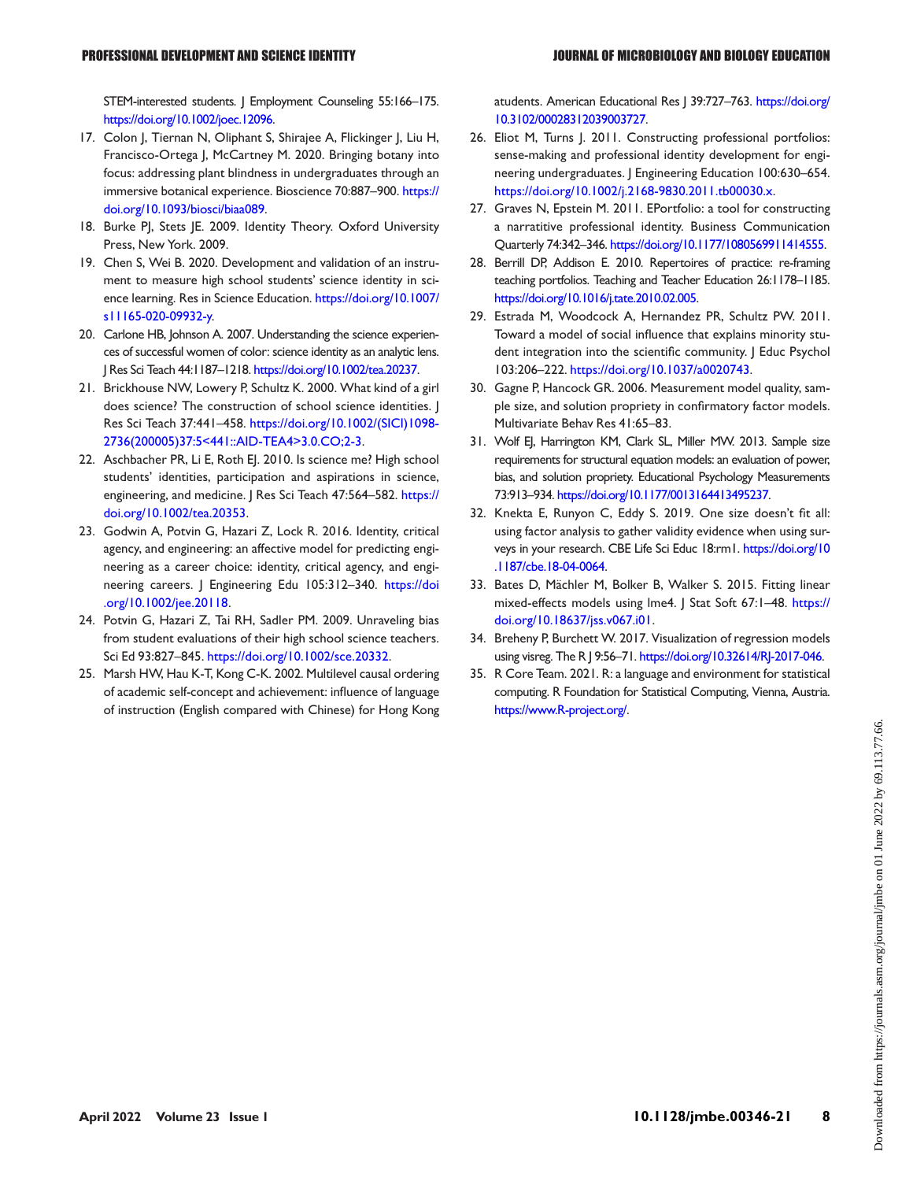STEM-interested students. J Employment Counseling 55:166–175. https://doi.org/10.1002/joec.12096.

17. Colon J, Tiernan N, Oliphant S, Shirajee A, Flickinger J, Liu H, Francisco-Ortega J, McCartney M. 2020. Bringing botany into focus: addressing plant blindness in undergraduates through an immersive botanical experience. Bioscience 70:887–900. https://doi.org/10.1093/biosci/biaa089.
18. Burke PJ, Stets JE. 2009. Identity Theory. Oxford University Press, New York. 2009.
19. Chen S, Wei B. 2020. Development and validation of an instrument to measure high school students' science identity in science learning. Res in Science Education. https://doi.org/10.1007/s11165-020-09932-y.
20. Carlone HB, Johnson A. 2007. Understanding the science experiences of successful women of color: science identity as an analytic lens. J Res Sci Teach 44:1187–1218. https://doi.org/10.1002/tea.20237.
21. Brickhouse NW, Lowery P, Schultz K. 2000. What kind of a girl does science? The construction of school science identities. J Res Sci Teach 37:441–458. https://doi.org/10.1002/(SICI)1098-2736(200005)37:5<441::AID-TEA4>3.0.CO;2-3.
22. Aschbacher PR, Li E, Roth EJ. 2010. Is science me? High school students' identities, participation and aspirations in science, engineering, and medicine. J Res Sci Teach 47:564–582. https://doi.org/10.1002/tea.20353.
23. Godwin A, Potvin G, Hazari Z, Lock R. 2016. Identity, critical agency, and engineering: an affective model for predicting engineering as a career choice: identity, critical agency, and engineering careers. J Engineering Edu 105:312–340. https://doi.org/10.1002/jee.20118.
24. Potvin G, Hazari Z, Tai RH, Sadler PM. 2009. Unraveling bias from student evaluations of their high school science teachers. Sci Ed 93:827–845. https://doi.org/10.1002/sce.20332.
25. Marsh HW, Hau K-T, Kong C-K. 2002. Multilevel causal ordering of academic self-concept and achievement: influence of language of instruction (English compared with Chinese) for Hong Kong atudents. American Educational Res J 39:727–763. https://doi.org/10.3102/00028312039003727.
26. Eliot M, Turns J. 2011. Constructing professional portfolios: sense-making and professional identity development for engineering undergraduates. J Engineering Education 100:630–654. https://doi.org/10.1002/j.2168-9830.2011.tb00030.x.
27. Graves N, Epstein M. 2011. EPortfolio: a tool for constructing a narratitive professional identity. Business Communication Quarterly 74:342–346. https://doi.org/10.1177/1080569911414555.
28. Berrill DP, Addison E. 2010. Repertoires of practice: re-framing teaching portfolios. Teaching and Teacher Education 26:1178–1185. https://doi.org/10.1016/j.tate.2010.02.005.
29. Estrada M, Woodcock A, Hernandez PR, Schultz PW. 2011. Toward a model of social influence that explains minority student integration into the scientific community. J Educ Psychol 103:206–222. https://doi.org/10.1037/a0020743.
30. Gagne P, Hancock GR. 2006. Measurement model quality, sample size, and solution propriety in confirmatory factor models. Multivariate Behav Res 41:65–83.
31. Wolf EJ, Harrington KM, Clark SL, Miller MW. 2013. Sample size requirements for structural equation models: an evaluation of power, bias, and solution propriety. Educational Psychology Measurements 73:913–934. https://doi.org/10.1177/0013164413495237.
32. Knekta E, Runyon C, Eddy S. 2019. One size doesn't fit all: using factor analysis to gather validity evidence when using surveys in your research. CBE Life Sci Educ 18:rm1. https://doi.org/10.1187/cbe.18-04-0064.
33. Bates D, Mächler M, Bolker B, Walker S. 2015. Fitting linear mixed-effects models using lme4. J Stat Soft 67:1–48. https://doi.org/10.18637/jss.v067.i01.
34. Breheny P, Burchett W. 2017. Visualization of regression models using visreg. The R J 9:56–71. https://doi.org/10.32614/RJ-2017-046.
35. R Core Team. 2021. R: a language and environment for statistical computing. R Foundation for Statistical Computing, Vienna, Austria. https://www.R-project.org/.